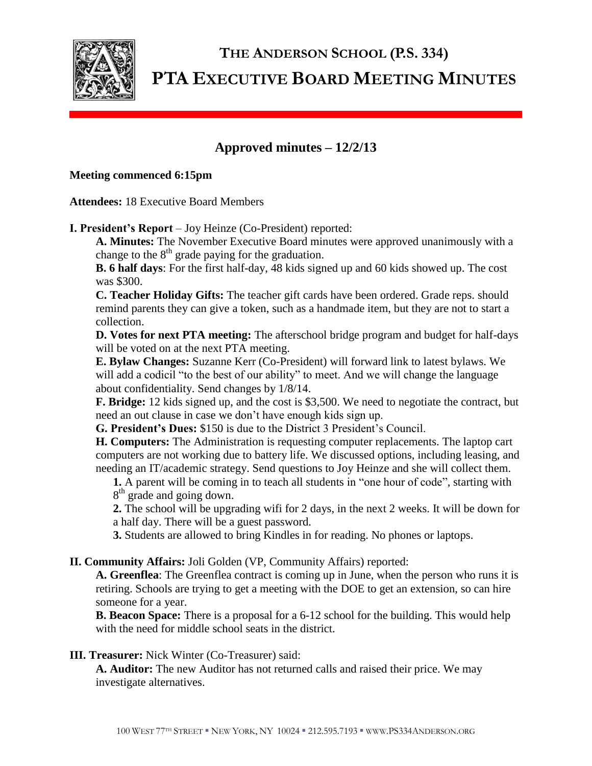# THE ANDERSON SCHOOL (P.S. 334)

# PTA EXECUTIVE BOARD MEETING MINUTES

## Approved minutes – 12/2/13

**Meeting commenced 6:15pm**

**Attendees:** 18 Executive Board Members

**I. President's Report** – Joy Heinze (Co-President) reported:

**A. Minutes:** The November Executive Board minutes were approved unanimously with a change to the 8th grade paying for the graduation.

**B. 6 half days**: For the first half-day, 48 kids signed up and 60 kids showed up. The cost was $300.

**C. Teacher Holiday Gifts:** The teacher gift cards have been ordered. Grade reps. should remind parents they can give a token, such as a handmade item, but they are not to start a collection.

**D. Votes for next PTA meeting:** The afterschool bridge program and budget for half-days will be voted on at the next PTA meeting.

**E. Bylaw Changes:** Suzanne Kerr (Co-President) will forward link to latest bylaws. We will add a codicil "to the best of our ability" to meet. And we will change the language about confidentiality. Send changes by 1/8/14.

**F. Bridge:** 12 kids signed up, and the cost is $3,500. We need to negotiate the contract, but need an out clause in case we don't have enough kids sign up.

**G. President's Dues:** $150 is due to the District 3 President's Council.

**H. Computers:** The Administration is requesting computer replacements. The laptop cart computers are not working due to battery life. We discussed options, including leasing, and needing an IT/academic strategy. Send questions to Joy Heinze and she will collect them.

**1.** A parent will be coming in to teach all students in "one hour of code", starting with 8th grade and going down.

**2.** The school will be upgrading wifi for 2 days, in the next 2 weeks. It will be down for a half day. There will be a guest password.

**3.** Students are allowed to bring Kindles in for reading. No phones or laptops.

**II. Community Affairs:** Joli Golden (VP, Community Affairs) reported:

**A. Greenflea**: The Greenflea contract is coming up in June, when the person who runs it is retiring. Schools are trying to get a meeting with the DOE to get an extension, so can hire someone for a year.

**B. Beacon Space:** There is a proposal for a 6-12 school for the building. This would help with the need for middle school seats in the district.

**III. Treasurer:** Nick Winter (Co-Treasurer) said:

**A. Auditor:** The new Auditor has not returned calls and raised their price. We may investigate alternatives.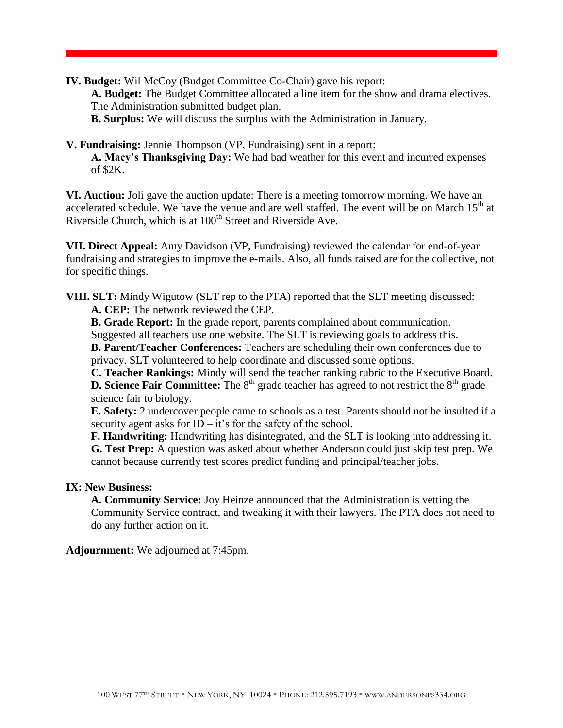**IV. Budget:** Wil McCoy (Budget Committee Co-Chair) gave his report:

**A. Budget:** The Budget Committee allocated a line item for the show and drama electives. The Administration submitted budget plan.

**B. Surplus:** We will discuss the surplus with the Administration in January.

**V. Fundraising:** Jennie Thompson (VP, Fundraising) sent in a report:

**A. Macy's Thanksgiving Day:** We had bad weather for this event and incurred expenses of $2K.

**VI. Auction:** Joli gave the auction update: There is a meeting tomorrow morning. We have an accelerated schedule. We have the venue and are well staffed. The event will be on March 15th at Riverside Church, which is at 100th Street and Riverside Ave.

**VII. Direct Appeal:** Amy Davidson (VP, Fundraising) reviewed the calendar for end-of-year fundraising and strategies to improve the e-mails. Also, all funds raised are for the collective, not for specific things.

**VIII. SLT:** Mindy Wigutow (SLT rep to the PTA) reported that the SLT meeting discussed:

**A. CEP:** The network reviewed the CEP.

**B. Grade Report:** In the grade report, parents complained about communication. Suggested all teachers use one website. The SLT is reviewing goals to address this.

**B. Parent/Teacher Conferences:** Teachers are scheduling their own conferences due to privacy. SLT volunteered to help coordinate and discussed some options.

**C. Teacher Rankings:** Mindy will send the teacher ranking rubric to the Executive Board.

**D. Science Fair Committee:** The 8th grade teacher has agreed to not restrict the 8th grade science fair to biology.

**E. Safety:** 2 undercover people came to schools as a test. Parents should not be insulted if a security agent asks for ID – it's for the safety of the school.

**F. Handwriting:** Handwriting has disintegrated, and the SLT is looking into addressing it.

**G. Test Prep:** A question was asked about whether Anderson could just skip test prep. We cannot because currently test scores predict funding and principal/teacher jobs.

**IX: New Business:**

**A. Community Service:** Joy Heinze announced that the Administration is vetting the Community Service contract, and tweaking it with their lawyers. The PTA does not need to do any further action on it.

**Adjournment:** We adjourned at 7:45pm.